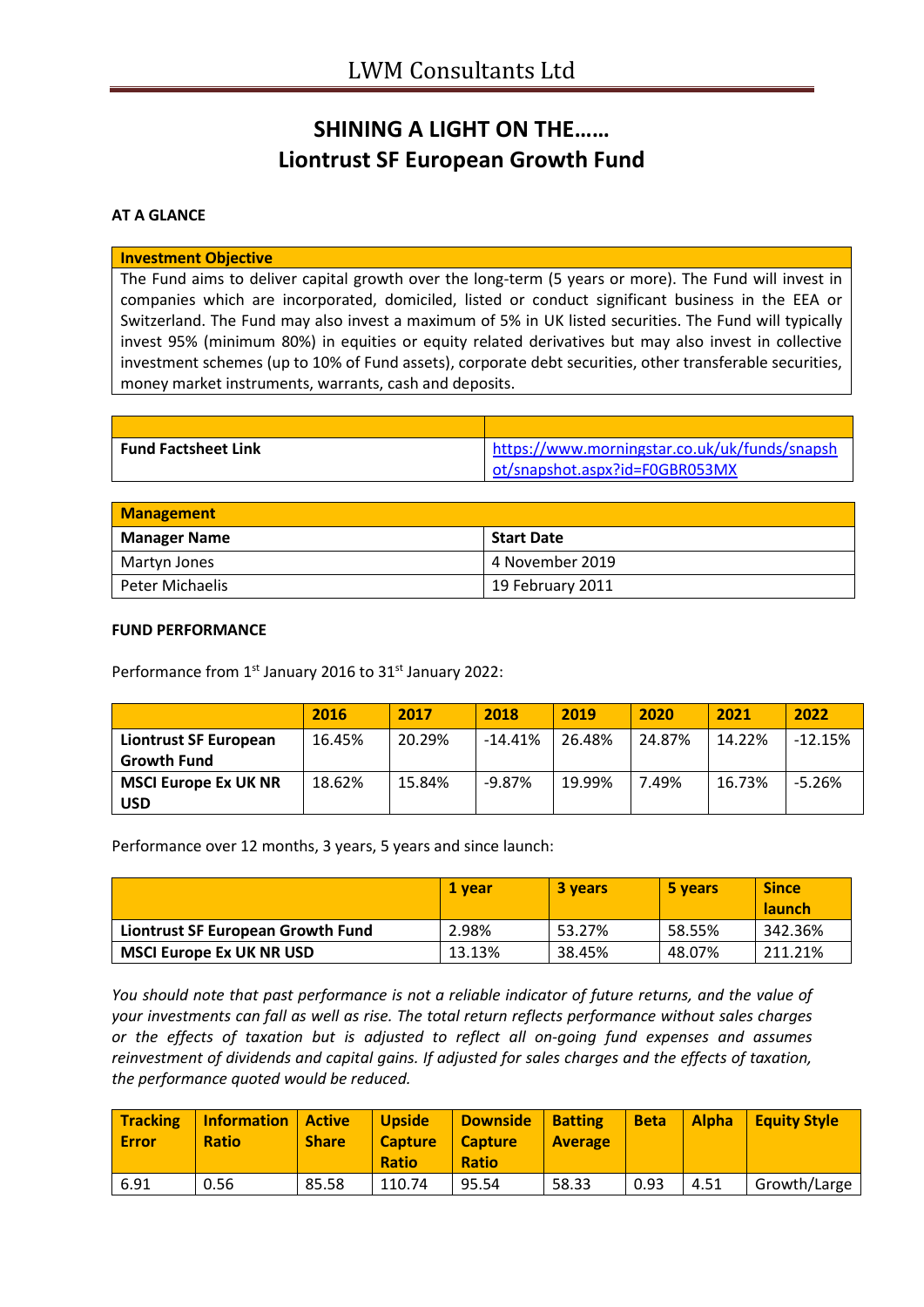# LWM Consultants Ltd

## SHINING A LIGHT ON THE……
## Liontrust SF European Growth Fund

**AT A GLANCE**

| Investment Objective |
| --- |
| The Fund aims to deliver capital growth over the long-term (5 years or more). The Fund will invest in companies which are incorporated, domiciled, listed or conduct significant business in the EEA or Switzerland. The Fund may also invest a maximum of 5% in UK listed securities. The Fund will typically invest 95% (minimum 80%) in equities or equity related derivatives but may also invest in collective investment schemes (up to 10% of Fund assets), corporate debt securities, other transferable securities, money market instruments, warrants, cash and deposits. |

| | |
| --- | --- |
| **Fund Factsheet Link** | https://www.morningstar.co.uk/uk/funds/snapshot/snapshot.aspx?id=F0GBR053MX |

| Management | |
| --- | --- |
| **Manager Name** | **Start Date** |
| Martyn Jones | 4 November 2019 |
| Peter Michaelis | 19 February 2011 |

**FUND PERFORMANCE**

Performance from 1st January 2016 to 31st January 2022:

| | 2016 | 2017 | 2018 | 2019 | 2020 | 2021 | 2022 |
| --- | --- | --- | --- | --- | --- | --- | --- |
| **Liontrust SF European Growth Fund** | 16.45% | 20.29% | -14.41% | 26.48% | 24.87% | 14.22% | -12.15% |
| **MSCI Europe Ex UK NR USD** | 18.62% | 15.84% | -9.87% | 19.99% | 7.49% | 16.73% | -5.26% |

Performance over 12 months, 3 years, 5 years and since launch:

| | 1 year | 3 years | 5 years | Since launch |
| --- | --- | --- | --- | --- |
| **Liontrust SF European Growth Fund** | 2.98% | 53.27% | 58.55% | 342.36% |
| **MSCI Europe Ex UK NR USD** | 13.13% | 38.45% | 48.07% | 211.21% |

*You should note that past performance is not a reliable indicator of future returns, and the value of your investments can fall as well as rise. The total return reflects performance without sales charges or the effects of taxation but is adjusted to reflect all on-going fund expenses and assumes reinvestment of dividends and capital gains. If adjusted for sales charges and the effects of taxation, the performance quoted would be reduced.*

| Tracking Error | Information Ratio | Active Share | Upside Capture Ratio | Downside Capture Ratio | Batting Average | Beta | Alpha | Equity Style |
| --- | --- | --- | --- | --- | --- | --- | --- | --- |
| 6.91 | 0.56 | 85.58 | 110.74 | 95.54 | 58.33 | 0.93 | 4.51 | Growth/Large |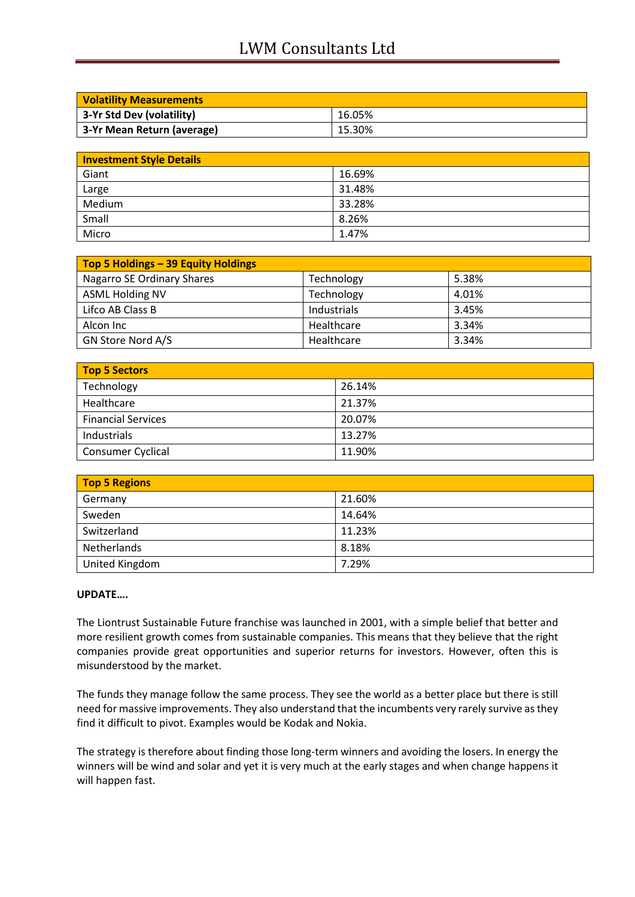| Volatility Measurements | |
|---|---|
| 3-Yr Std Dev (volatility) | 16.05% |
| 3-Yr Mean Return (average) | 15.30% |

| Investment Style Details | |
|---|---|
| Giant | 16.69% |
| Large | 31.48% |
| Medium | 33.28% |
| Small | 8.26% |
| Micro | 1.47% |

| Top 5 Holdings – 39 Equity Holdings | | |
|---|---|---|
| Nagarro SE Ordinary Shares | Technology | 5.38% |
| ASML Holding NV | Technology | 4.01% |
| Lifco AB Class B | Industrials | 3.45% |
| Alcon Inc | Healthcare | 3.34% |
| GN Store Nord A/S | Healthcare | 3.34% |

| Top 5 Sectors | |
|---|---|
| Technology | 26.14% |
| Healthcare | 21.37% |
| Financial Services | 20.07% |
| Industrials | 13.27% |
| Consumer Cyclical | 11.90% |

| Top 5 Regions | |
|---|---|
| Germany | 21.60% |
| Sweden | 14.64% |
| Switzerland | 11.23% |
| Netherlands | 8.18% |
| United Kingdom | 7.29% |

**UPDATE….**

The Liontrust Sustainable Future franchise was launched in 2001, with a simple belief that better and more resilient growth comes from sustainable companies. This means that they believe that the right companies provide great opportunities and superior returns for investors. However, often this is misunderstood by the market.

The funds they manage follow the same process. They see the world as a better place but there is still need for massive improvements. They also understand that the incumbents very rarely survive as they find it difficult to pivot. Examples would be Kodak and Nokia.

The strategy is therefore about finding those long-term winners and avoiding the losers. In energy the winners will be wind and solar and yet it is very much at the early stages and when change happens it will happen fast.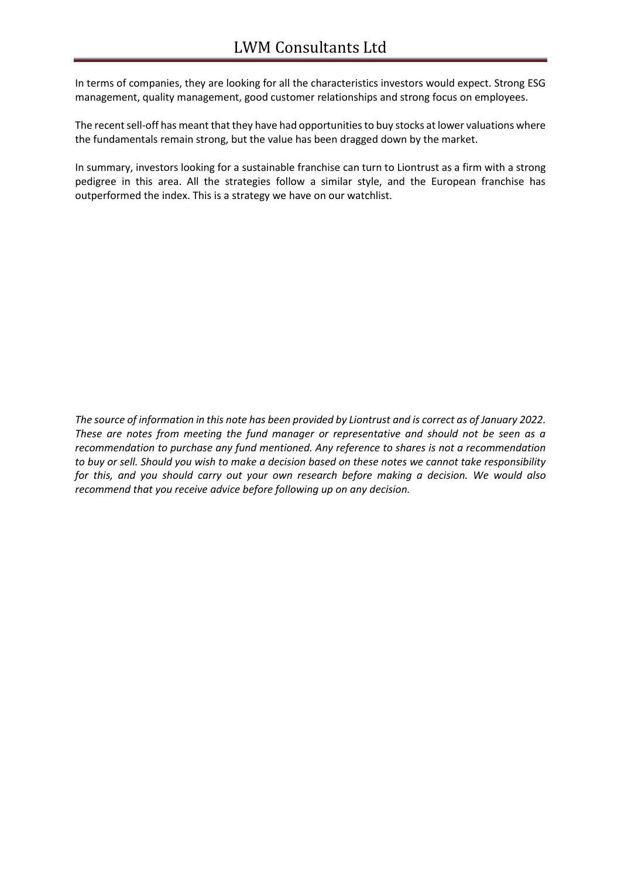In terms of companies, they are looking for all the characteristics investors would expect. Strong ESG management, quality management, good customer relationships and strong focus on employees.

The recent sell-off has meant that they have had opportunities to buy stocks at lower valuations where the fundamentals remain strong, but the value has been dragged down by the market.

In summary, investors looking for a sustainable franchise can turn to Liontrust as a firm with a strong pedigree in this area. All the strategies follow a similar style, and the European franchise has outperformed the index. This is a strategy we have on our watchlist.

*The source of information in this note has been provided by Liontrust and is correct as of January 2022. These are notes from meeting the fund manager or representative and should not be seen as a recommendation to purchase any fund mentioned. Any reference to shares is not a recommendation to buy or sell. Should you wish to make a decision based on these notes we cannot take responsibility for this, and you should carry out your own research before making a decision. We would also recommend that you receive advice before following up on any decision.*